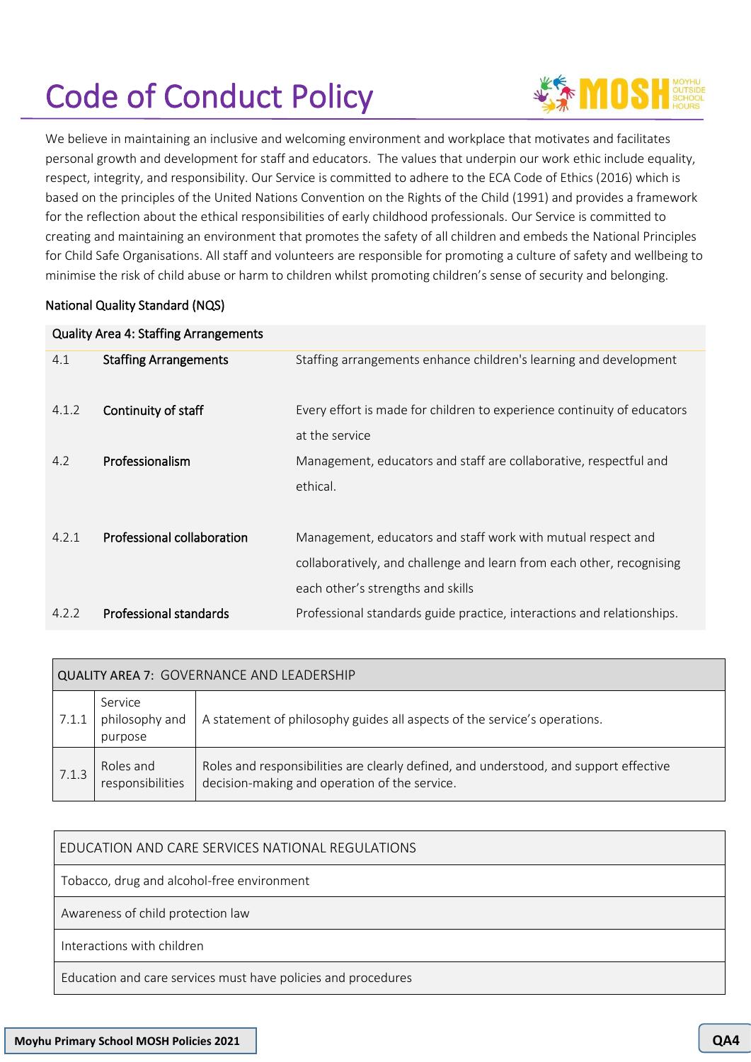# Code of Conduct Policy

We believe in maintaining an inclusive and welcoming environment and workplace that motivates and facilitates personal growth and development for staff and educators. The values that underpin our work ethic include equality, respect, integrity, and responsibility. Our Service is committed to adhere to the ECA Code of Ethics (2016) which is based on the principles of the United Nations Convention on the Rights of the Child (1991) and provides a framework for the reflection about the ethical responsibilities of early childhood professionals. Our Service is committed to creating and maintaining an environment that promotes the safety of all children and embeds the National Principles for Child Safe Organisations. All staff and volunteers are responsible for promoting a culture of safety and wellbeing to minimise the risk of child abuse or harm to children whilst promoting children's sense of security and belonging.

National Quality Standard (NQS)

| Quality Area 4: Staffing Arrangements | | |
|---|---|---|
| 4.1 | **Staffing Arrangements** | Staffing arrangements enhance children's learning and development |
| 4.1.2 | **Continuity of staff** | Every effort is made for children to experience continuity of educators at the service |
| 4.2 | **Professionalism** | Management, educators and staff are collaborative, respectful and ethical. |
| 4.2.1 | **Professional collaboration** | Management, educators and staff work with mutual respect and collaboratively, and challenge and learn from each other, recognising each other's strengths and skills |
| 4.2.2 | **Professional standards** | Professional standards guide practice, interactions and relationships. |

| QUALITY AREA 7: GOVERNANCE AND LEADERSHIP | | |
|---|---|---|
| 7.1.1 | Service philosophy and purpose | A statement of philosophy guides all aspects of the service's operations. |
| 7.1.3 | Roles and responsibilities | Roles and responsibilities are clearly defined, and understood, and support effective decision-making and operation of the service. |

| EDUCATION AND CARE SERVICES NATIONAL REGULATIONS |
|---|
| Tobacco, drug and alcohol-free environment |
| Awareness of child protection law |
| Interactions with children |
| Education and care services must have policies and procedures |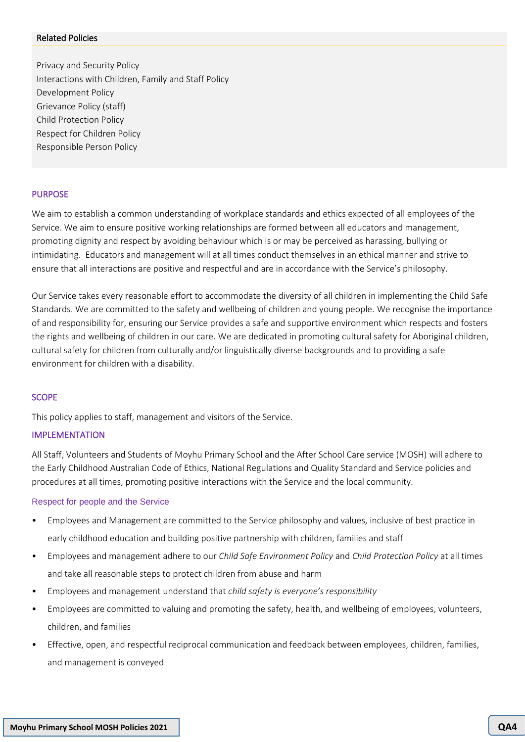## Related Policies

Privacy and Security Policy
Interactions with Children, Family and Staff Policy
Development Policy
Grievance Policy (staff)
Child Protection Policy
Respect for Children Policy
Responsible Person Policy

## PURPOSE

We aim to establish a common understanding of workplace standards and ethics expected of all employees of the Service. We aim to ensure positive working relationships are formed between all educators and management, promoting dignity and respect by avoiding behaviour which is or may be perceived as harassing, bullying or intimidating. Educators and management will at all times conduct themselves in an ethical manner and strive to ensure that all interactions are positive and respectful and are in accordance with the Service's philosophy.

Our Service takes every reasonable effort to accommodate the diversity of all children in implementing the Child Safe Standards. We are committed to the safety and wellbeing of children and young people. We recognise the importance of and responsibility for, ensuring our Service provides a safe and supportive environment which respects and fosters the rights and wellbeing of children in our care. We are dedicated in promoting cultural safety for Aboriginal children, cultural safety for children from culturally and/or linguistically diverse backgrounds and to providing a safe environment for children with a disability.

## SCOPE

This policy applies to staff, management and visitors of the Service.

## IMPLEMENTATION

All Staff, Volunteers and Students of Moyhu Primary School and the After School Care service (MOSH) will adhere to the Early Childhood Australian Code of Ethics, National Regulations and Quality Standard and Service policies and procedures at all times, promoting positive interactions with the Service and the local community.

### Respect for people and the Service

- Employees and Management are committed to the Service philosophy and values, inclusive of best practice in early childhood education and building positive partnership with children, families and staff
- Employees and management adhere to our *Child Safe Environment Policy* and *Child Protection Policy* at all times and take all reasonable steps to protect children from abuse and harm
- Employees and management understand that *child safety is everyone's responsibility*
- Employees are committed to valuing and promoting the safety, health, and wellbeing of employees, volunteers, children, and families
- Effective, open, and respectful reciprocal communication and feedback between employees, children, families, and management is conveyed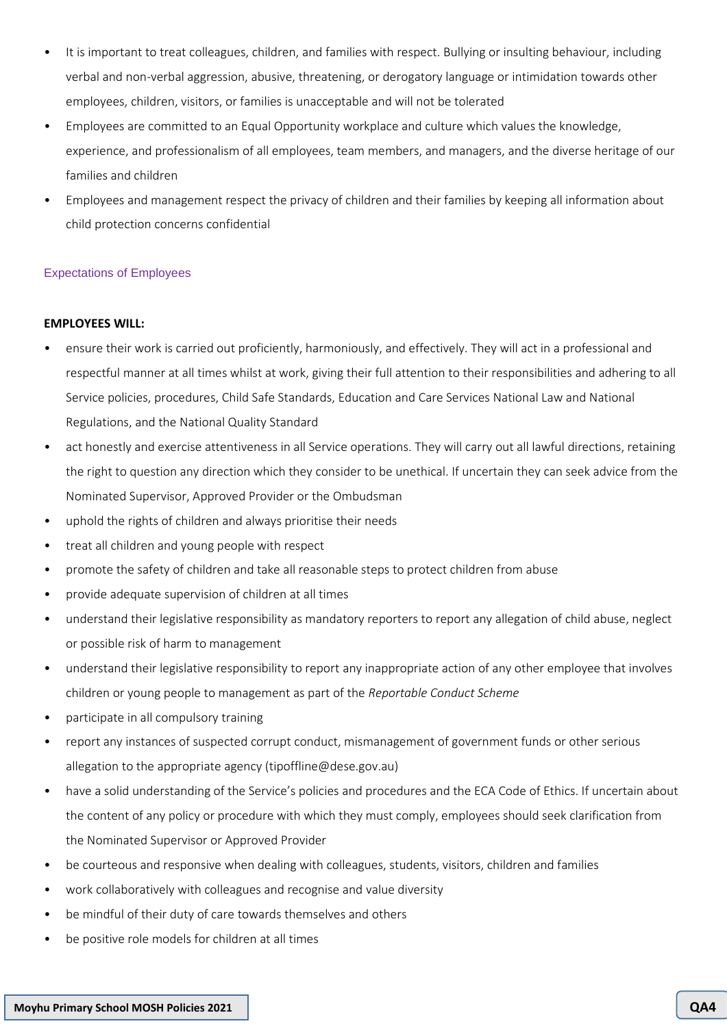- It is important to treat colleagues, children, and families with respect. Bullying or insulting behaviour, including verbal and non-verbal aggression, abusive, threatening, or derogatory language or intimidation towards other employees, children, visitors, or families is unacceptable and will not be tolerated
- Employees are committed to an Equal Opportunity workplace and culture which values the knowledge, experience, and professionalism of all employees, team members, and managers, and the diverse heritage of our families and children
- Employees and management respect the privacy of children and their families by keeping all information about child protection concerns confidential

## Expectations of Employees

**EMPLOYEES WILL:**

- ensure their work is carried out proficiently, harmoniously, and effectively. They will act in a professional and respectful manner at all times whilst at work, giving their full attention to their responsibilities and adhering to all Service policies, procedures, Child Safe Standards, Education and Care Services National Law and National Regulations, and the National Quality Standard
- act honestly and exercise attentiveness in all Service operations. They will carry out all lawful directions, retaining the right to question any direction which they consider to be unethical. If uncertain they can seek advice from the Nominated Supervisor, Approved Provider or the Ombudsman
- uphold the rights of children and always prioritise their needs
- treat all children and young people with respect
- promote the safety of children and take all reasonable steps to protect children from abuse
- provide adequate supervision of children at all times
- understand their legislative responsibility as mandatory reporters to report any allegation of child abuse, neglect or possible risk of harm to management
- understand their legislative responsibility to report any inappropriate action of any other employee that involves children or young people to management as part of the *Reportable Conduct Scheme*
- participate in all compulsory training
- report any instances of suspected corrupt conduct, mismanagement of government funds or other serious allegation to the appropriate agency (tipoffline@dese.gov.au)
- have a solid understanding of the Service's policies and procedures and the ECA Code of Ethics. If uncertain about the content of any policy or procedure with which they must comply, employees should seek clarification from the Nominated Supervisor or Approved Provider
- be courteous and responsive when dealing with colleagues, students, visitors, children and families
- work collaboratively with colleagues and recognise and value diversity
- be mindful of their duty of care towards themselves and others
- be positive role models for children at all times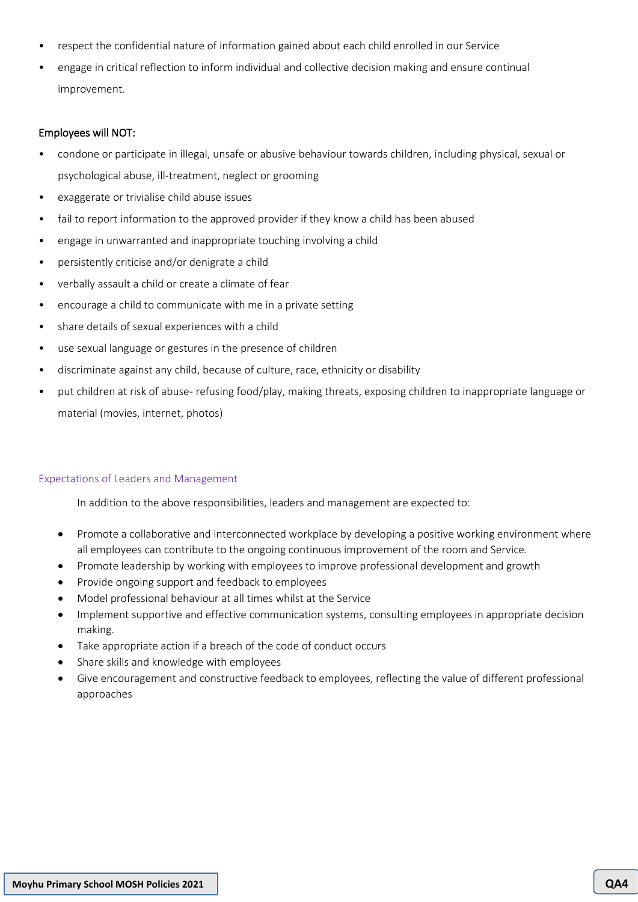- respect the confidential nature of information gained about each child enrolled in our Service
- engage in critical reflection to inform individual and collective decision making and ensure continual improvement.

Employees will NOT:

- condone or participate in illegal, unsafe or abusive behaviour towards children, including physical, sexual or psychological abuse, ill-treatment, neglect or grooming
- exaggerate or trivialise child abuse issues
- fail to report information to the approved provider if they know a child has been abused
- engage in unwarranted and inappropriate touching involving a child
- persistently criticise and/or denigrate a child
- verbally assault a child or create a climate of fear
- encourage a child to communicate with me in a private setting
- share details of sexual experiences with a child
- use sexual language or gestures in the presence of children
- discriminate against any child, because of culture, race, ethnicity or disability
- put children at risk of abuse- refusing food/play, making threats, exposing children to inappropriate language or material (movies, internet, photos)

### Expectations of Leaders and Management

In addition to the above responsibilities, leaders and management are expected to:

- Promote a collaborative and interconnected workplace by developing a positive working environment where all employees can contribute to the ongoing continuous improvement of the room and Service.
- Promote leadership by working with employees to improve professional development and growth
- Provide ongoing support and feedback to employees
- Model professional behaviour at all times whilst at the Service
- Implement supportive and effective communication systems, consulting employees in appropriate decision making.
- Take appropriate action if a breach of the code of conduct occurs
- Share skills and knowledge with employees
- Give encouragement and constructive feedback to employees, reflecting the value of different professional approaches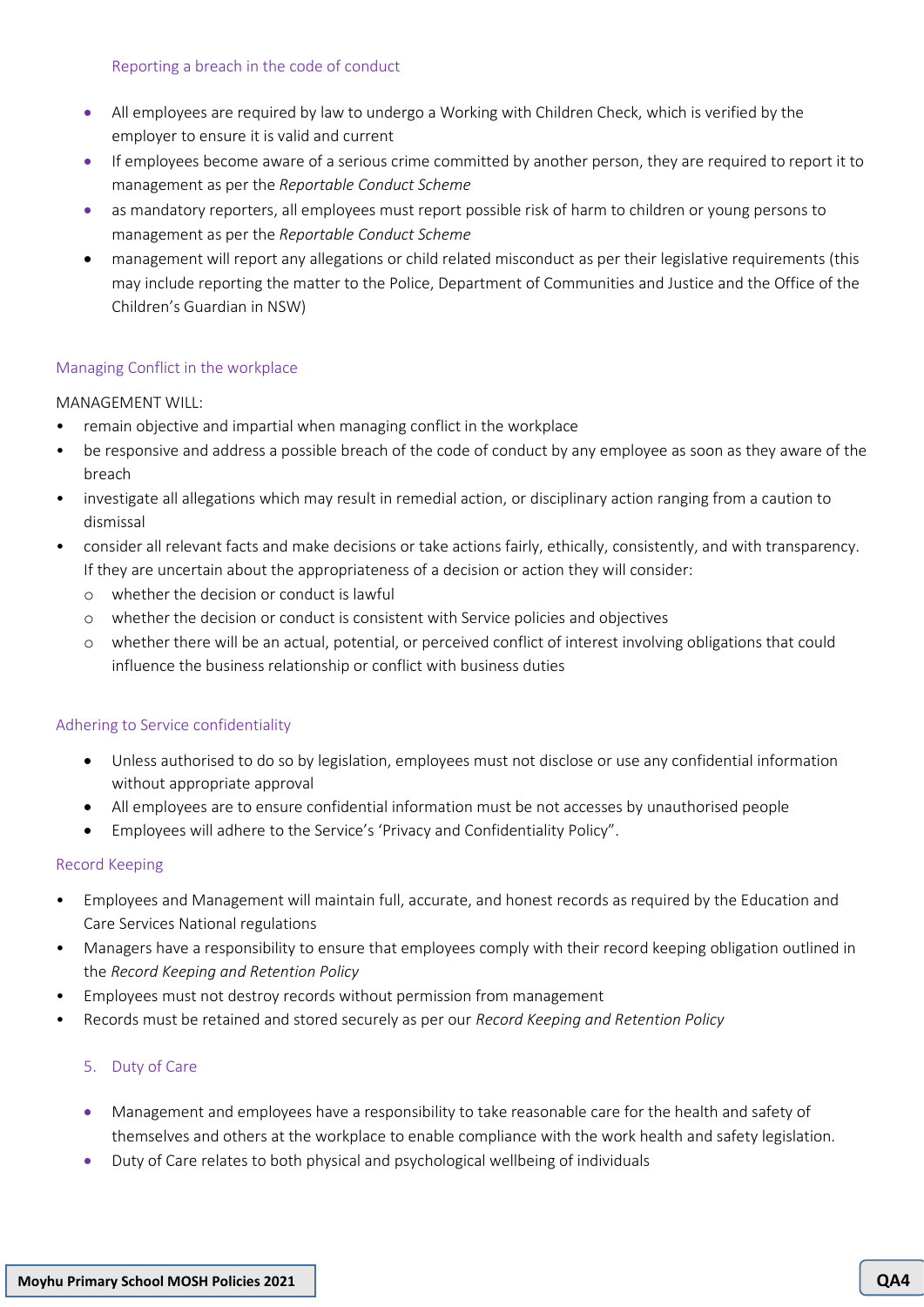### Reporting a breach in the code of conduct

- All employees are required by law to undergo a Working with Children Check, which is verified by the employer to ensure it is valid and current
- If employees become aware of a serious crime committed by another person, they are required to report it to management as per the *Reportable Conduct Scheme*
- as mandatory reporters, all employees must report possible risk of harm to children or young persons to management as per the *Reportable Conduct Scheme*
- management will report any allegations or child related misconduct as per their legislative requirements (this may include reporting the matter to the Police, Department of Communities and Justice and the Office of the Children's Guardian in NSW)

### Managing Conflict in the workplace

MANAGEMENT WILL:

- remain objective and impartial when managing conflict in the workplace
- be responsive and address a possible breach of the code of conduct by any employee as soon as they aware of the breach
- investigate all allegations which may result in remedial action, or disciplinary action ranging from a caution to dismissal
- consider all relevant facts and make decisions or take actions fairly, ethically, consistently, and with transparency. If they are uncertain about the appropriateness of a decision or action they will consider:
  - whether the decision or conduct is lawful
  - whether the decision or conduct is consistent with Service policies and objectives
  - whether there will be an actual, potential, or perceived conflict of interest involving obligations that could influence the business relationship or conflict with business duties

### Adhering to Service confidentiality

- Unless authorised to do so by legislation, employees must not disclose or use any confidential information without appropriate approval
- All employees are to ensure confidential information must be not accesses by unauthorised people
- Employees will adhere to the Service's 'Privacy and Confidentiality Policy".

### Record Keeping

- Employees and Management will maintain full, accurate, and honest records as required by the Education and Care Services National regulations
- Managers have a responsibility to ensure that employees comply with their record keeping obligation outlined in the *Record Keeping and Retention Policy*
- Employees must not destroy records without permission from management
- Records must be retained and stored securely as per our *Record Keeping and Retention Policy*

## 5. Duty of Care

- Management and employees have a responsibility to take reasonable care for the health and safety of themselves and others at the workplace to enable compliance with the work health and safety legislation.
- Duty of Care relates to both physical and psychological wellbeing of individuals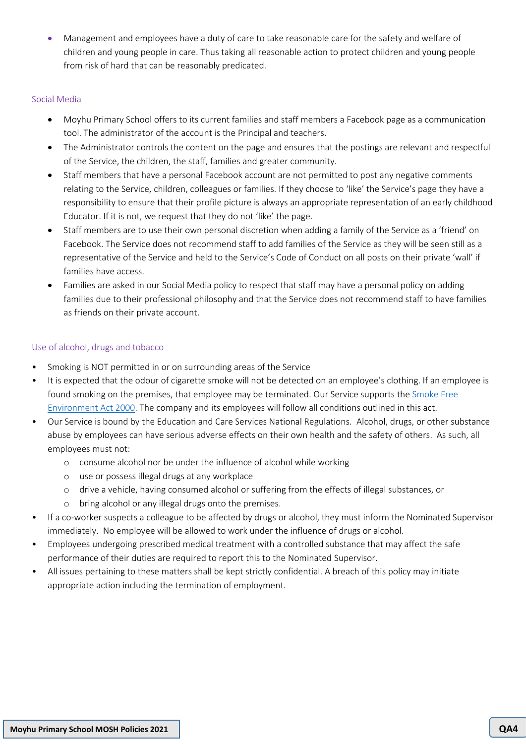- Management and employees have a duty of care to take reasonable care for the safety and welfare of children and young people in care. Thus taking all reasonable action to protect children and young people from risk of hard that can be reasonably predicated.

### Social Media

- Moyhu Primary School offers to its current families and staff members a Facebook page as a communication tool. The administrator of the account is the Principal and teachers.
- The Administrator controls the content on the page and ensures that the postings are relevant and respectful of the Service, the children, the staff, families and greater community.
- Staff members that have a personal Facebook account are not permitted to post any negative comments relating to the Service, children, colleagues or families. If they choose to 'like' the Service's page they have a responsibility to ensure that their profile picture is always an appropriate representation of an early childhood Educator. If it is not, we request that they do not 'like' the page.
- Staff members are to use their own personal discretion when adding a family of the Service as a 'friend' on Facebook. The Service does not recommend staff to add families of the Service as they will be seen still as a representative of the Service and held to the Service's Code of Conduct on all posts on their private 'wall' if families have access.
- Families are asked in our Social Media policy to respect that staff may have a personal policy on adding families due to their professional philosophy and that the Service does not recommend staff to have families as friends on their private account.

### Use of alcohol, drugs and tobacco

- Smoking is NOT permitted in or on surrounding areas of the Service
- It is expected that the odour of cigarette smoke will not be detected on an employee's clothing. If an employee is found smoking on the premises, that employee may be terminated. Our Service supports the Smoke Free Environment Act 2000. The company and its employees will follow all conditions outlined in this act.
- Our Service is bound by the Education and Care Services National Regulations. Alcohol, drugs, or other substance abuse by employees can have serious adverse effects on their own health and the safety of others. As such, all employees must not:
  - consume alcohol nor be under the influence of alcohol while working
  - use or possess illegal drugs at any workplace
  - drive a vehicle, having consumed alcohol or suffering from the effects of illegal substances, or
  - bring alcohol or any illegal drugs onto the premises.
- If a co-worker suspects a colleague to be affected by drugs or alcohol, they must inform the Nominated Supervisor immediately. No employee will be allowed to work under the influence of drugs or alcohol.
- Employees undergoing prescribed medical treatment with a controlled substance that may affect the safe performance of their duties are required to report this to the Nominated Supervisor.
- All issues pertaining to these matters shall be kept strictly confidential. A breach of this policy may initiate appropriate action including the termination of employment.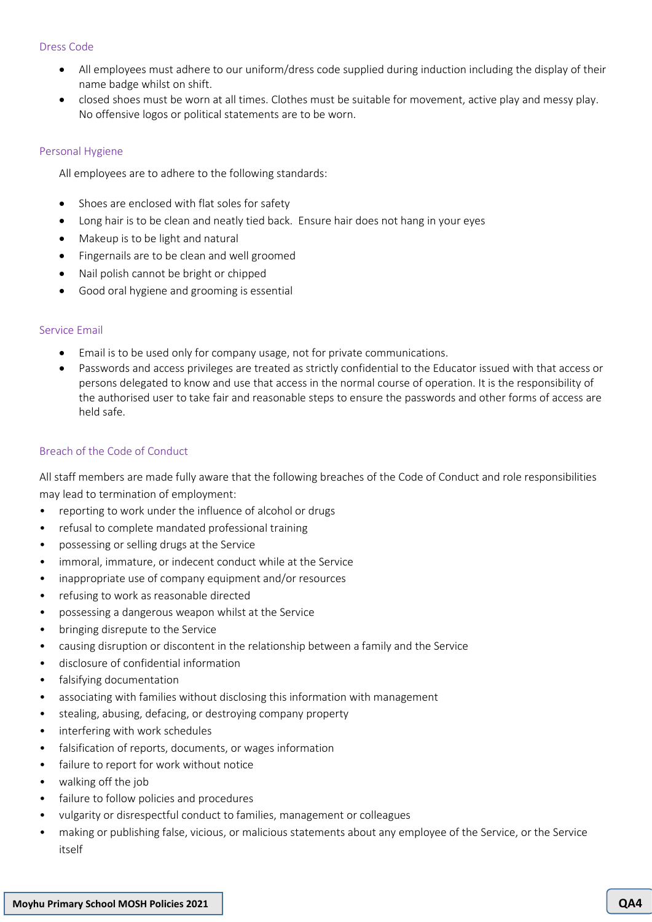### Dress Code

- All employees must adhere to our uniform/dress code supplied during induction including the display of their name badge whilst on shift.
- closed shoes must be worn at all times. Clothes must be suitable for movement, active play and messy play. No offensive logos or political statements are to be worn.

### Personal Hygiene

All employees are to adhere to the following standards:

- Shoes are enclosed with flat soles for safety
- Long hair is to be clean and neatly tied back. Ensure hair does not hang in your eyes
- Makeup is to be light and natural
- Fingernails are to be clean and well groomed
- Nail polish cannot be bright or chipped
- Good oral hygiene and grooming is essential

### Service Email

- Email is to be used only for company usage, not for private communications.
- Passwords and access privileges are treated as strictly confidential to the Educator issued with that access or persons delegated to know and use that access in the normal course of operation. It is the responsibility of the authorised user to take fair and reasonable steps to ensure the passwords and other forms of access are held safe.

### Breach of the Code of Conduct

All staff members are made fully aware that the following breaches of the Code of Conduct and role responsibilities may lead to termination of employment:

- reporting to work under the influence of alcohol or drugs
- refusal to complete mandated professional training
- possessing or selling drugs at the Service
- immoral, immature, or indecent conduct while at the Service
- inappropriate use of company equipment and/or resources
- refusing to work as reasonable directed
- possessing a dangerous weapon whilst at the Service
- bringing disrepute to the Service
- causing disruption or discontent in the relationship between a family and the Service
- disclosure of confidential information
- falsifying documentation
- associating with families without disclosing this information with management
- stealing, abusing, defacing, or destroying company property
- interfering with work schedules
- falsification of reports, documents, or wages information
- failure to report for work without notice
- walking off the job
- failure to follow policies and procedures
- vulgarity or disrespectful conduct to families, management or colleagues
- making or publishing false, vicious, or malicious statements about any employee of the Service, or the Service itself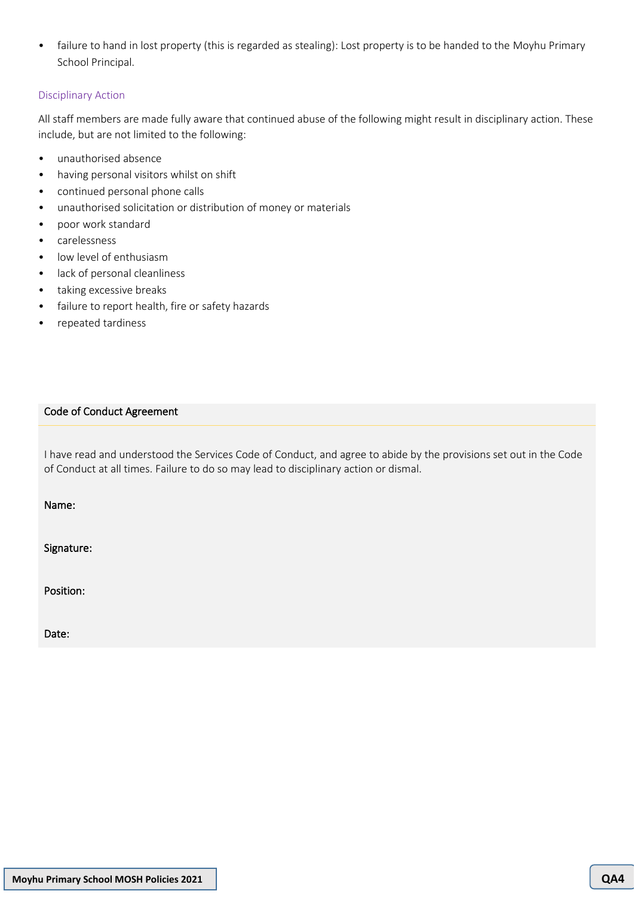- failure to hand in lost property (this is regarded as stealing): Lost property is to be handed to the Moyhu Primary School Principal.

### Disciplinary Action

All staff members are made fully aware that continued abuse of the following might result in disciplinary action. These include, but are not limited to the following:

- unauthorised absence
- having personal visitors whilst on shift
- continued personal phone calls
- unauthorised solicitation or distribution of money or materials
- poor work standard
- carelessness
- low level of enthusiasm
- lack of personal cleanliness
- taking excessive breaks
- failure to report health, fire or safety hazards
- repeated tardiness

### Code of Conduct Agreement

I have read and understood the Services Code of Conduct, and agree to abide by the provisions set out in the Code of Conduct at all times. Failure to do so may lead to disciplinary action or dismal.

**Name:**

**Signature:**

**Position:**

**Date:**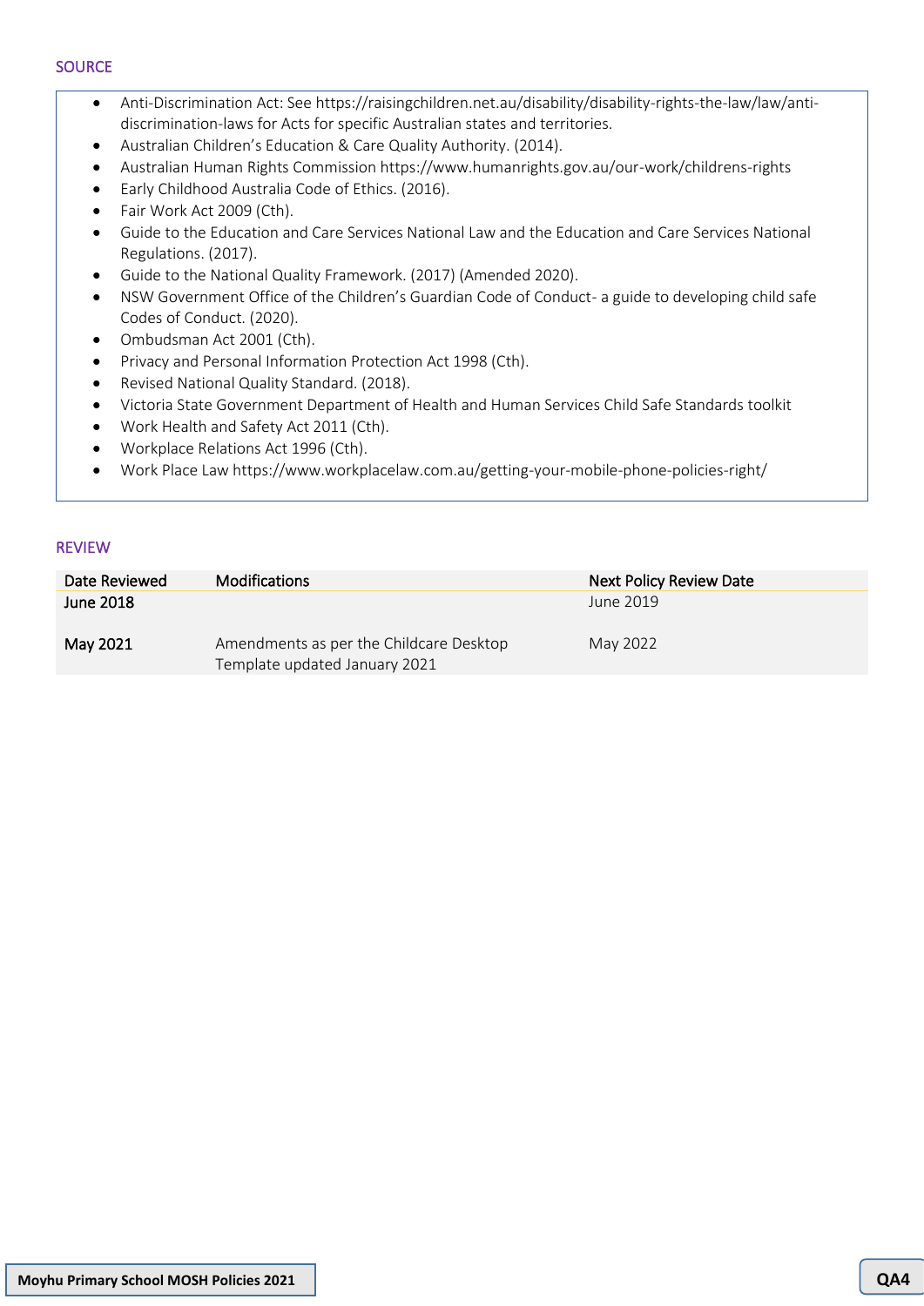## SOURCE

- Anti-Discrimination Act: See https://raisingchildren.net.au/disability/disability-rights-the-law/law/anti-discrimination-laws for Acts for specific Australian states and territories.
- Australian Children's Education & Care Quality Authority. (2014).
- Australian Human Rights Commission https://www.humanrights.gov.au/our-work/childrens-rights
- Early Childhood Australia Code of Ethics. (2016).
- Fair Work Act 2009 (Cth).
- Guide to the Education and Care Services National Law and the Education and Care Services National Regulations. (2017).
- Guide to the National Quality Framework. (2017) (Amended 2020).
- NSW Government Office of the Children's Guardian Code of Conduct- a guide to developing child safe Codes of Conduct. (2020).
- Ombudsman Act 2001 (Cth).
- Privacy and Personal Information Protection Act 1998 (Cth).
- Revised National Quality Standard. (2018).
- Victoria State Government Department of Health and Human Services Child Safe Standards toolkit
- Work Health and Safety Act 2011 (Cth).
- Workplace Relations Act 1996 (Cth).
- Work Place Law https://www.workplacelaw.com.au/getting-your-mobile-phone-policies-right/

## REVIEW

| Date Reviewed | Modifications | Next Policy Review Date |
|---|---|---|
| June 2018 | | June 2019 |
| May 2021 | Amendments as per the Childcare Desktop Template updated January 2021 | May 2022 |